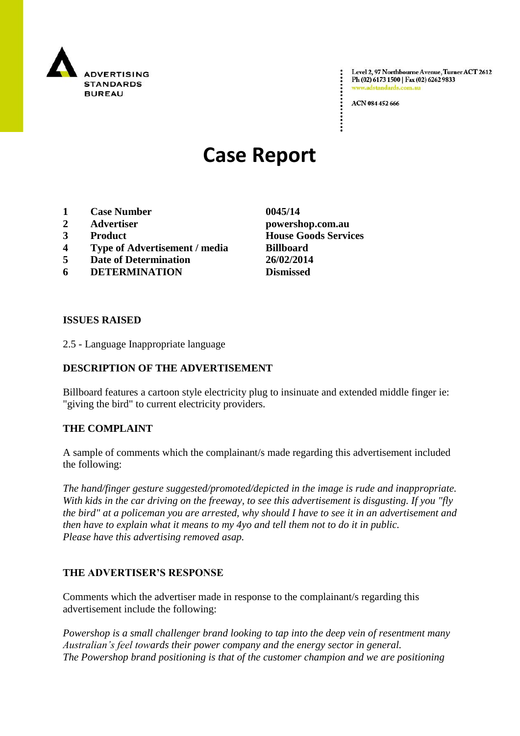ADVERTISING STANDARDS BUREAU

Level 2, 97 Northbourne Avenue, Turner ACT 2612
Ph (02) 6173 1500 | Fax (02) 6262 9833
www.adstandards.com.au

ACN 084 452 666

# Case Report

| | | |
|---|---|---|
| **1** | **Case Number** | **0045/14** |
| **2** | **Advertiser** | **powershop.com.au** |
| **3** | **Product** | **House Goods Services** |
| **4** | **Type of Advertisement / media** | **Billboard** |
| **5** | **Date of Determination** | **26/02/2014** |
| **6** | **DETERMINATION** | **Dismissed** |

**ISSUES RAISED**

2.5 - Language Inappropriate language

**DESCRIPTION OF THE ADVERTISEMENT**

Billboard features a cartoon style electricity plug to insinuate and extended middle finger ie: "giving the bird" to current electricity providers.

**THE COMPLAINT**

A sample of comments which the complainant/s made regarding this advertisement included the following:

*The hand/finger gesture suggested/promoted/depicted in the image is rude and inappropriate. With kids in the car driving on the freeway, to see this advertisement is disgusting. If you "fly the bird" at a policeman you are arrested, why should I have to see it in an advertisement and then have to explain what it means to my 4yo and tell them not to do it in public. Please have this advertising removed asap.*

**THE ADVERTISER'S RESPONSE**

Comments which the advertiser made in response to the complainant/s regarding this advertisement include the following:

*Powershop is a small challenger brand looking to tap into the deep vein of resentment many Australian's feel towards their power company and the energy sector in general. The Powershop brand positioning is that of the customer champion and we are positioning*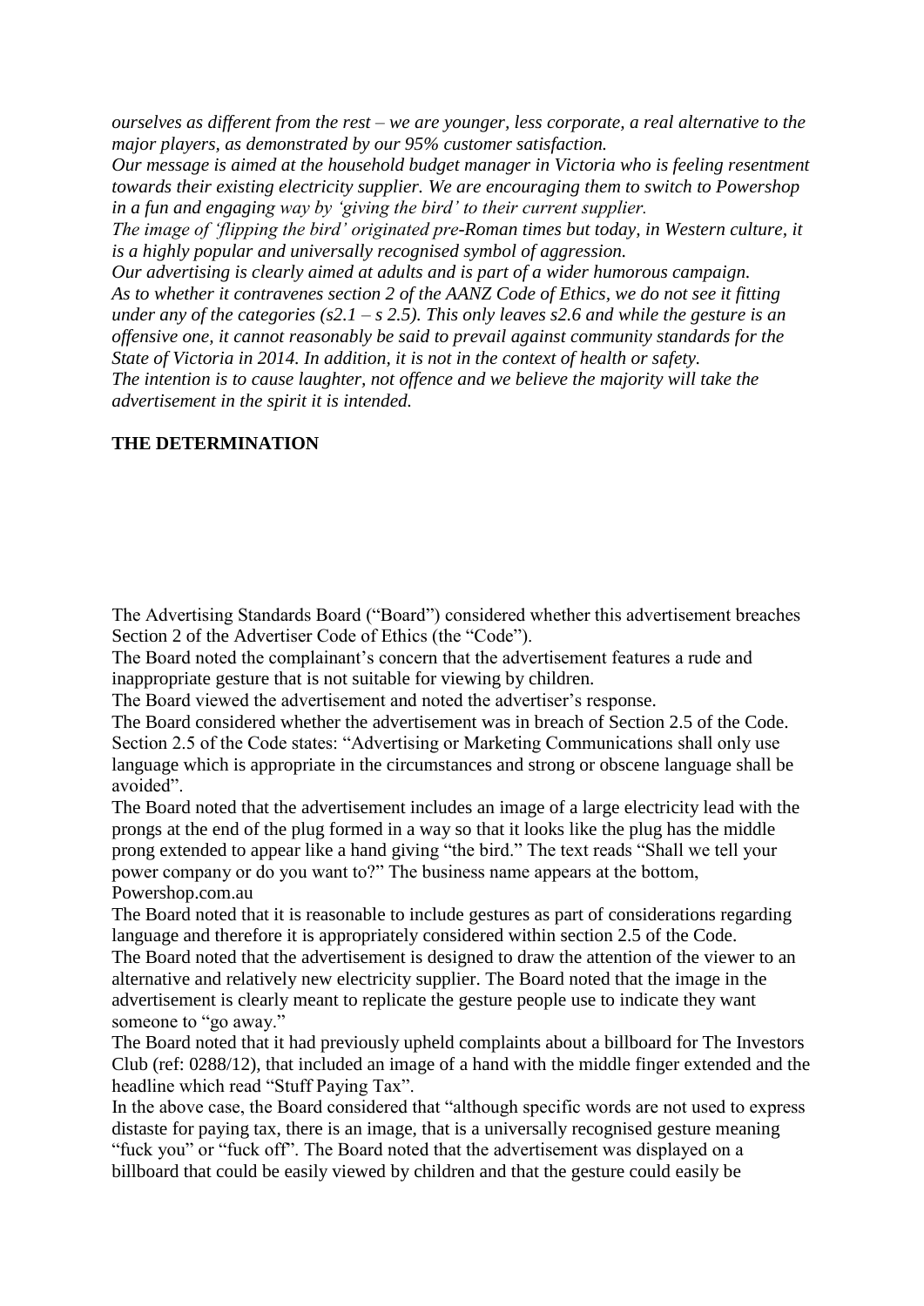*ourselves as different from the rest – we are younger, less corporate, a real alternative to the major players, as demonstrated by our 95% customer satisfaction.*
*Our message is aimed at the household budget manager in Victoria who is feeling resentment towards their existing electricity supplier. We are encouraging them to switch to Powershop in a fun and engaging way by 'giving the bird' to their current supplier.*
*The image of 'flipping the bird' originated pre-Roman times but today, in Western culture, it is a highly popular and universally recognised symbol of aggression.*
*Our advertising is clearly aimed at adults and is part of a wider humorous campaign.*
*As to whether it contravenes section 2 of the AANZ Code of Ethics, we do not see it fitting under any of the categories (s2.1 – s 2.5). This only leaves s2.6 and while the gesture is an offensive one, it cannot reasonably be said to prevail against community standards for the State of Victoria in 2014. In addition, it is not in the context of health or safety.*
*The intention is to cause laughter, not offence and we believe the majority will take the advertisement in the spirit it is intended.*

**THE DETERMINATION**

The Advertising Standards Board ("Board") considered whether this advertisement breaches Section 2 of the Advertiser Code of Ethics (the "Code").
The Board noted the complainant's concern that the advertisement features a rude and inappropriate gesture that is not suitable for viewing by children.
The Board viewed the advertisement and noted the advertiser's response.
The Board considered whether the advertisement was in breach of Section 2.5 of the Code. Section 2.5 of the Code states: "Advertising or Marketing Communications shall only use language which is appropriate in the circumstances and strong or obscene language shall be avoided".
The Board noted that the advertisement includes an image of a large electricity lead with the prongs at the end of the plug formed in a way so that it looks like the plug has the middle prong extended to appear like a hand giving "the bird." The text reads "Shall we tell your power company or do you want to?" The business name appears at the bottom, Powershop.com.au
The Board noted that it is reasonable to include gestures as part of considerations regarding language and therefore it is appropriately considered within section 2.5 of the Code.
The Board noted that the advertisement is designed to draw the attention of the viewer to an alternative and relatively new electricity supplier. The Board noted that the image in the advertisement is clearly meant to replicate the gesture people use to indicate they want someone to "go away."
The Board noted that it had previously upheld complaints about a billboard for The Investors Club (ref: 0288/12), that included an image of a hand with the middle finger extended and the headline which read "Stuff Paying Tax".
In the above case, the Board considered that "although specific words are not used to express distaste for paying tax, there is an image, that is a universally recognised gesture meaning "fuck you" or "fuck off". The Board noted that the advertisement was displayed on a billboard that could be easily viewed by children and that the gesture could easily be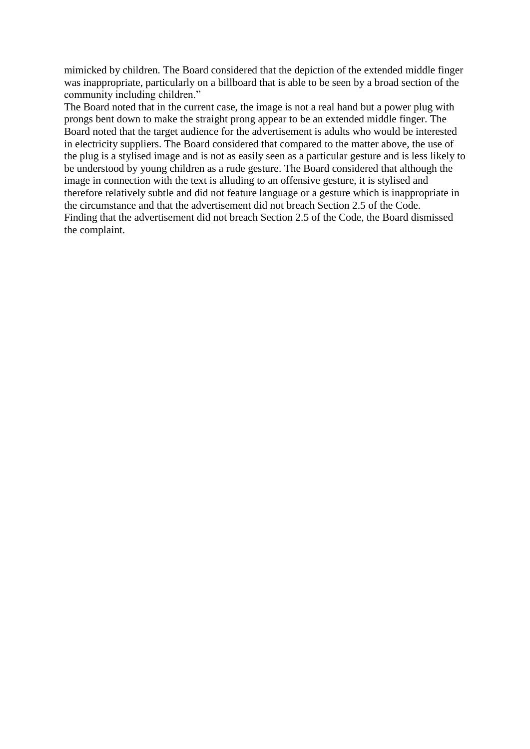mimicked by children. The Board considered that the depiction of the extended middle finger was inappropriate, particularly on a billboard that is able to be seen by a broad section of the community including children."

The Board noted that in the current case, the image is not a real hand but a power plug with prongs bent down to make the straight prong appear to be an extended middle finger. The Board noted that the target audience for the advertisement is adults who would be interested in electricity suppliers. The Board considered that compared to the matter above, the use of the plug is a stylised image and is not as easily seen as a particular gesture and is less likely to be understood by young children as a rude gesture. The Board considered that although the image in connection with the text is alluding to an offensive gesture, it is stylised and therefore relatively subtle and did not feature language or a gesture which is inappropriate in the circumstance and that the advertisement did not breach Section 2.5 of the Code.

Finding that the advertisement did not breach Section 2.5 of the Code, the Board dismissed the complaint.